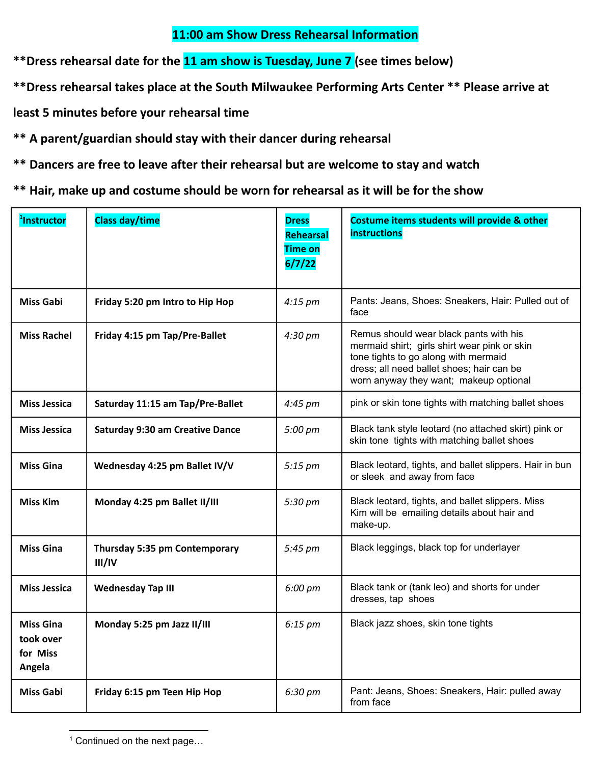# 11:00 am Show Dress Rehearsal Information

**\*\*Dress rehearsal date for the 11 am show is Tuesday, June 7 (see times below)**

**\*\*Dress rehearsal takes place at the South Milwaukee Performing Arts Center \*\* Please arrive at least 5 minutes before your rehearsal time**

**\*\* A parent/guardian should stay with their dancer during rehearsal**

**\*\* Dancers are free to leave after their rehearsal but are welcome to stay and watch**

**\*\* Hair, make up and costume should be worn for rehearsal as it will be for the show**

| [1]Instructor | Class day/time | Dress Rehearsal Time on 6/7/22 | Costume items students will provide & other instructions |
|---|---|---|---|
| **Miss Gabi** | **Friday 5:20 pm Intro to Hip Hop** | *4:15 pm* | Pants: Jeans, Shoes: Sneakers, Hair: Pulled out of face |
| **Miss Rachel** | **Friday 4:15 pm Tap/Pre-Ballet** | *4:30 pm* | Remus should wear black pants with his mermaid shirt; girls shirt wear pink or skin tone tights to go along with mermaid dress; all need ballet shoes; hair can be worn anyway they want; makeup optional |
| **Miss Jessica** | **Saturday 11:15 am Tap/Pre-Ballet** | *4:45 pm* | pink or skin tone tights with matching ballet shoes |
| **Miss Jessica** | **Saturday 9:30 am Creative Dance** | *5:00 pm* | Black tank style leotard (no attached skirt) pink or skin tone tights with matching ballet shoes |
| **Miss Gina** | **Wednesday 4:25 pm Ballet IV/V** | *5:15 pm* | Black leotard, tights, and ballet slippers. Hair in bun or sleek and away from face |
| **Miss Kim** | **Monday 4:25 pm Ballet II/III** | *5:30 pm* | Black leotard, tights, and ballet slippers. Miss Kim will be emailing details about hair and make-up. |
| **Miss Gina** | **Thursday 5:35 pm Contemporary III/IV** | *5:45 pm* | Black leggings, black top for underlayer |
| **Miss Jessica** | **Wednesday Tap III** | *6:00 pm* | Black tank or (tank leo) and shorts for under dresses, tap shoes |
| **Miss Gina took over for Miss Angela** | **Monday 5:25 pm Jazz II/III** | *6:15 pm* | Black jazz shoes, skin tone tights |
| **Miss Gabi** | **Friday 6:15 pm Teen Hip Hop** | *6:30 pm* | Pant: Jeans, Shoes: Sneakers, Hair: pulled away from face |

[1] Continued on the next page…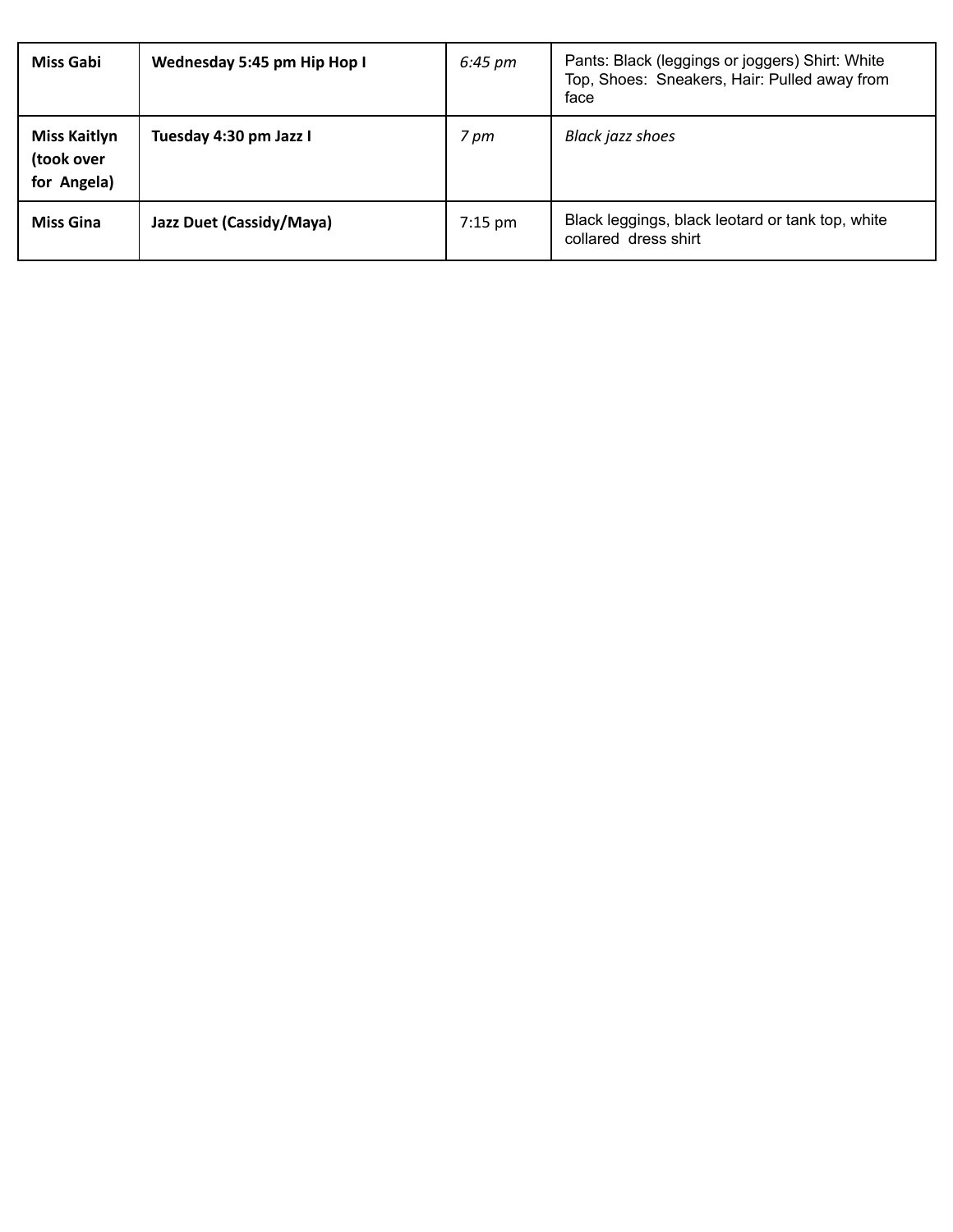| | | | |
|---|---|---|---|
| **Miss Gabi** | **Wednesday 5:45 pm Hip Hop I** | *6:45 pm* | Pants: Black (leggings or joggers) Shirt: White Top, Shoes: Sneakers, Hair: Pulled away from face |
| **Miss Kaitlyn (took over for Angela)** | **Tuesday 4:30 pm Jazz I** | *7 pm* | *Black jazz shoes* |
| **Miss Gina** | **Jazz Duet (Cassidy/Maya)** | 7:15 pm | Black leggings, black leotard or tank top, white collared dress shirt |